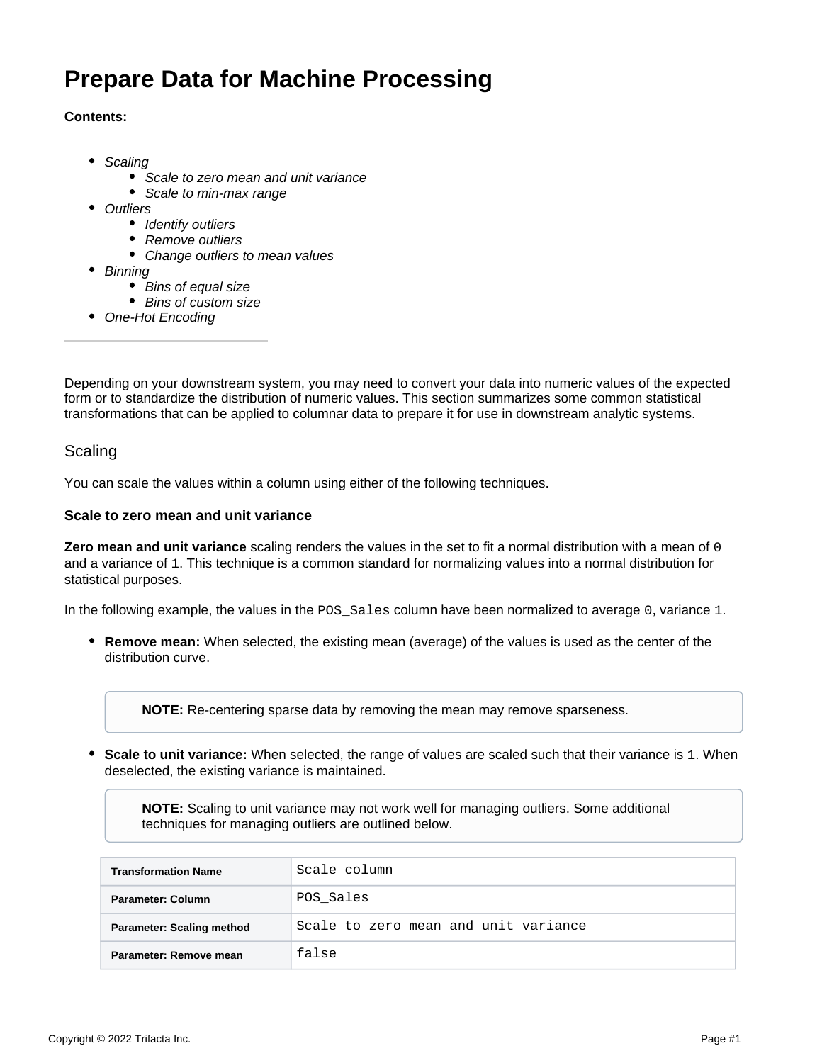# Prepare Data for Machine Processing

**Contents:**

- *Scaling*
  - *Scale to zero mean and unit variance*
  - *Scale to min-max range*
- *Outliers*
  - *Identify outliers*
  - *Remove outliers*
  - *Change outliers to mean values*
- *Binning*
  - *Bins of equal size*
  - *Bins of custom size*
- *One-Hot Encoding*

---

Depending on your downstream system, you may need to convert your data into numeric values of the expected form or to standardize the distribution of numeric values. This section summarizes some common statistical transformations that can be applied to columnar data to prepare it for use in downstream analytic systems.

## Scaling

You can scale the values within a column using either of the following techniques.

### Scale to zero mean and unit variance

**Zero mean and unit variance** scaling renders the values in the set to fit a normal distribution with a mean of `0` and a variance of `1`. This technique is a common standard for normalizing values into a normal distribution for statistical purposes.

In the following example, the values in the `POS_Sales` column have been normalized to average `0`, variance `1`.

- **Remove mean:** When selected, the existing mean (average) of the values is used as the center of the distribution curve.

  > **NOTE:** Re-centering sparse data by removing the mean may remove sparseness.

- **Scale to unit variance:** When selected, the range of values are scaled such that their variance is `1`. When deselected, the existing variance is maintained.

  > **NOTE:** Scaling to unit variance may not work well for managing outliers. Some additional techniques for managing outliers are outlined below.

| | |
|---|---|
| **Transformation Name** | `Scale column` |
| **Parameter: Column** | `POS_Sales` |
| **Parameter: Scaling method** | `Scale to zero mean and unit variance` |
| **Parameter: Remove mean** | `false` |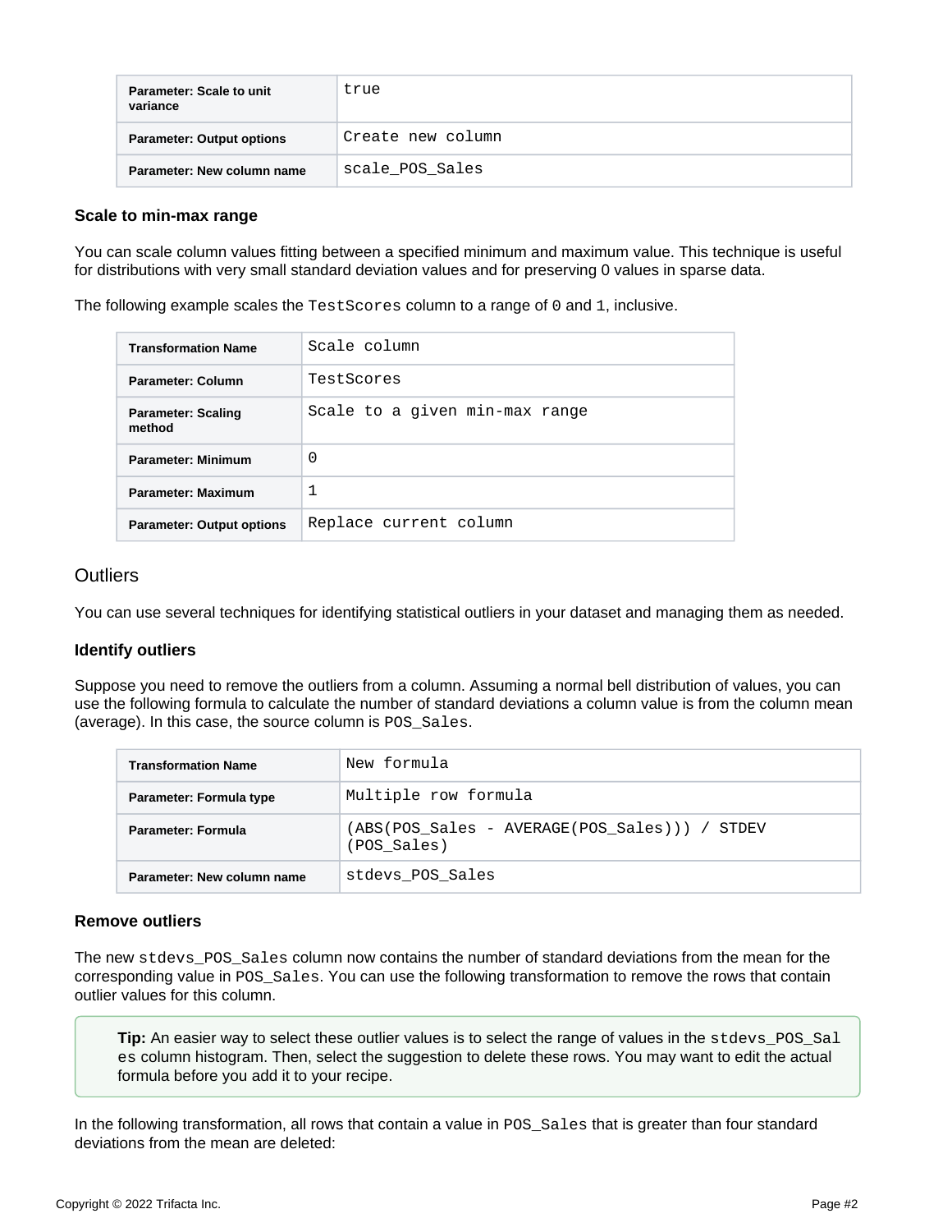| Parameter: Scale to unit variance | true |
| --- | --- |
| Parameter: Output options | Create new column |
| Parameter: New column name | scale_POS_Sales |

### Scale to min-max range

You can scale column values fitting between a specified minimum and maximum value. This technique is useful for distributions with very small standard deviation values and for preserving 0 values in sparse data.

The following example scales the `TestScores` column to a range of `0` and `1`, inclusive.

| Transformation Name | Scale column |
| --- | --- |
| Parameter: Column | TestScores |
| Parameter: Scaling method | Scale to a given min-max range |
| Parameter: Minimum | 0 |
| Parameter: Maximum | 1 |
| Parameter: Output options | Replace current column |

## Outliers

You can use several techniques for identifying statistical outliers in your dataset and managing them as needed.

### Identify outliers

Suppose you need to remove the outliers from a column. Assuming a normal bell distribution of values, you can use the following formula to calculate the number of standard deviations a column value is from the column mean (average). In this case, the source column is `POS_Sales`.

| Transformation Name | New formula |
| --- | --- |
| Parameter: Formula type | Multiple row formula |
| Parameter: Formula | (ABS(POS_Sales - AVERAGE(POS_Sales))) / STDEV (POS_Sales) |
| Parameter: New column name | stdevs_POS_Sales |

### Remove outliers

The new `stdevs_POS_Sales` column now contains the number of standard deviations from the mean for the corresponding value in `POS_Sales`. You can use the following transformation to remove the rows that contain outlier values for this column.

> **Tip:** An easier way to select these outlier values is to select the range of values in the `stdevs_POS_Sales` column histogram. Then, select the suggestion to delete these rows. You may want to edit the actual formula before you add it to your recipe.

In the following transformation, all rows that contain a value in `POS_Sales` that is greater than four standard deviations from the mean are deleted: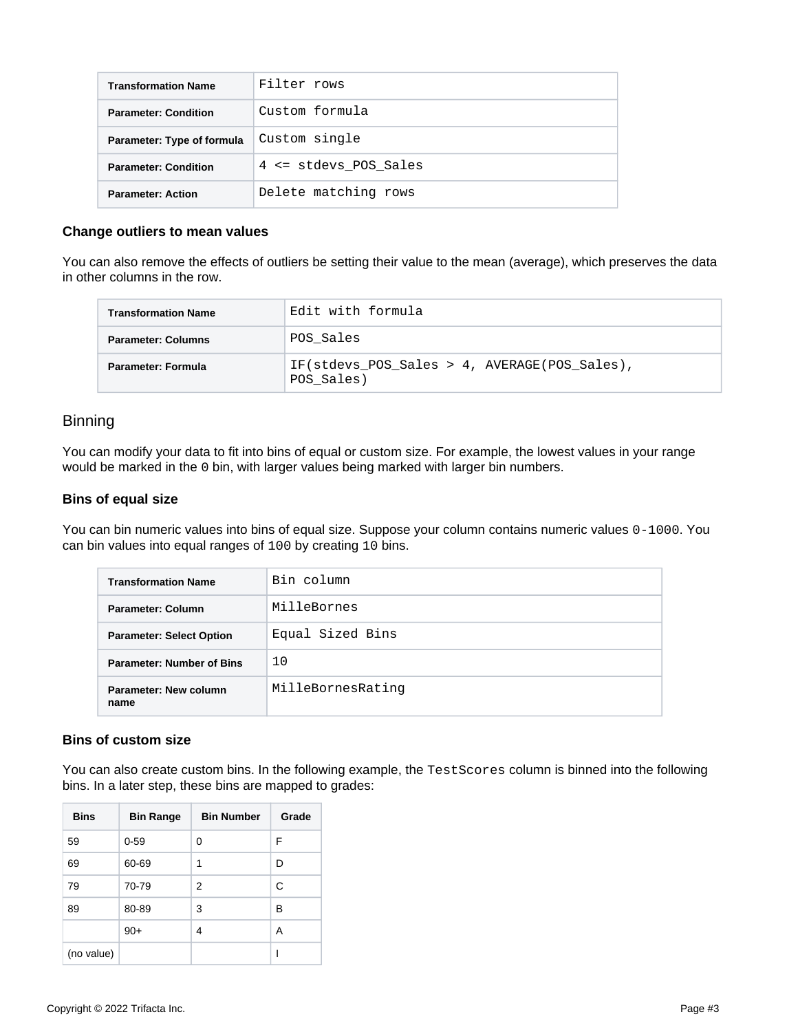| Transformation Name | Filter rows |
| --- | --- |
| Parameter: Condition | Custom formula |
| Parameter: Type of formula | Custom single |
| Parameter: Condition | 4 <= stdevs_POS_Sales |
| Parameter: Action | Delete matching rows |

### Change outliers to mean values

You can also remove the effects of outliers be setting their value to the mean (average), which preserves the data in other columns in the row.

| Transformation Name | Edit with formula |
| --- | --- |
| Parameter: Columns | POS_Sales |
| Parameter: Formula | IF(stdevs_POS_Sales > 4, AVERAGE(POS_Sales), POS_Sales) |

## Binning

You can modify your data to fit into bins of equal or custom size. For example, the lowest values in your range would be marked in the `0` bin, with larger values being marked with larger bin numbers.

### Bins of equal size

You can bin numeric values into bins of equal size. Suppose your column contains numeric values `0-1000`. You can bin values into equal ranges of `100` by creating `10` bins.

| Transformation Name | Bin column |
| --- | --- |
| Parameter: Column | MilleBornes |
| Parameter: Select Option | Equal Sized Bins |
| Parameter: Number of Bins | 10 |
| Parameter: New column name | MilleBornesRating |

### Bins of custom size

You can also create custom bins. In the following example, the `TestScores` column is binned into the following bins. In a later step, these bins are mapped to grades:

| Bins | Bin Range | Bin Number | Grade |
| --- | --- | --- | --- |
| 59 | 0-59 | 0 | F |
| 69 | 60-69 | 1 | D |
| 79 | 70-79 | 2 | C |
| 89 | 80-89 | 3 | B |
| | 90+ | 4 | A |
| (no value) | | | I |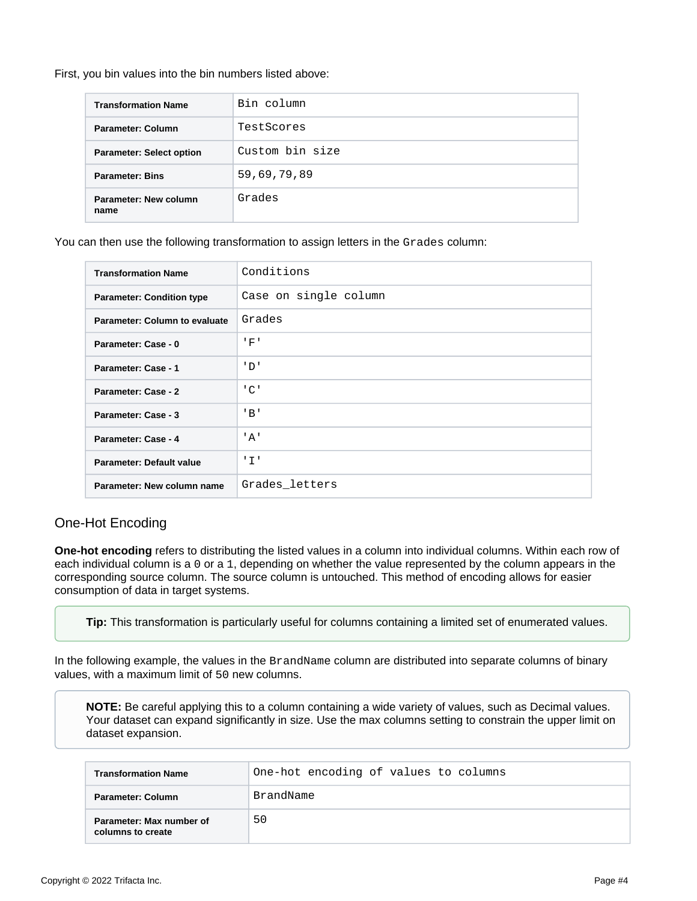First, you bin values into the bin numbers listed above:

| Transformation Name | Bin column |
| --- | --- |
| Parameter: Column | TestScores |
| Parameter: Select option | Custom bin size |
| Parameter: Bins | 59,69,79,89 |
| Parameter: New column name | Grades |

You can then use the following transformation to assign letters in the `Grades` column:

| Transformation Name | Conditions |
| --- | --- |
| Parameter: Condition type | Case on single column |
| Parameter: Column to evaluate | Grades |
| Parameter: Case - 0 | 'F' |
| Parameter: Case - 1 | 'D' |
| Parameter: Case - 2 | 'C' |
| Parameter: Case - 3 | 'B' |
| Parameter: Case - 4 | 'A' |
| Parameter: Default value | 'I' |
| Parameter: New column name | Grades_letters |

## One-Hot Encoding

**One-hot encoding** refers to distributing the listed values in a column into individual columns. Within each row of each individual column is a `0` or a `1`, depending on whether the value represented by the column appears in the corresponding source column. The source column is untouched. This method of encoding allows for easier consumption of data in target systems.

> **Tip:** This transformation is particularly useful for columns containing a limited set of enumerated values.

In the following example, the values in the `BrandName` column are distributed into separate columns of binary values, with a maximum limit of `50` new columns.

> **NOTE:** Be careful applying this to a column containing a wide variety of values, such as Decimal values. Your dataset can expand significantly in size. Use the max columns setting to constrain the upper limit on dataset expansion.

| Transformation Name | One-hot encoding of values to columns |
| --- | --- |
| Parameter: Column | BrandName |
| Parameter: Max number of columns to create | 50 |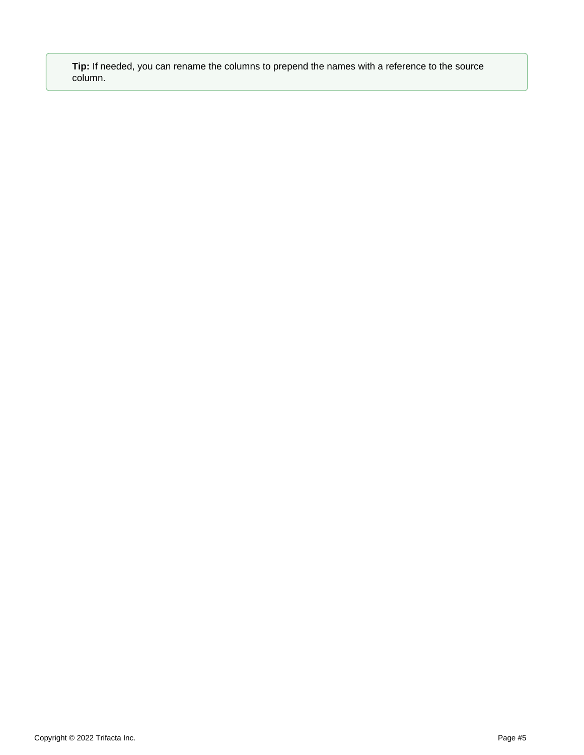**Tip:** If needed, you can rename the columns to prepend the names with a reference to the source column.